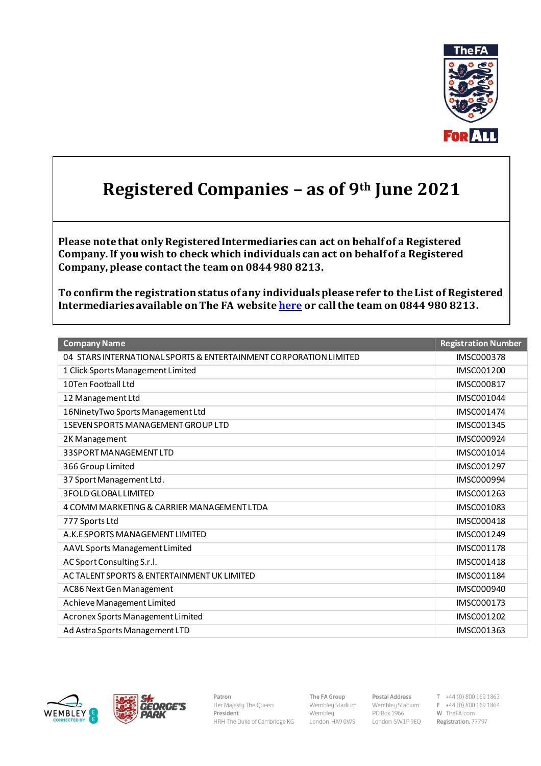# Registered Companies – as of 9th June 2021

**Please note that only Registered Intermediaries can act on behalf of a Registered Company. If you wish to check which individuals can act on behalf of a Registered Company, please contact the team on 0844 980 8213.**

**To confirm the registration status of any individuals please refer to the List of Registered Intermediaries available on The FA website here or call the team on 0844 980 8213.**

| Company Name | Registration Number |
|---|---|
| 04 STARS INTERNATIONAL SPORTS & ENTERTAINMENT CORPORATION LIMITED | IMSC000378 |
| 1 Click Sports Management Limited | IMSC001200 |
| 10Ten Football Ltd | IMSC000817 |
| 12 Management Ltd | IMSC001044 |
| 16NinetyTwo Sports Management Ltd | IMSC001474 |
| 1SEVEN SPORTS MANAGEMENT GROUP LTD | IMSC001345 |
| 2K Management | IMSC000924 |
| 33SPORT MANAGEMENT LTD | IMSC001014 |
| 366 Group Limited | IMSC001297 |
| 37 Sport Management Ltd. | IMSC000994 |
| 3FOLD GLOBAL LIMITED | IMSC001263 |
| 4 COMM MARKETING & CARRIER MANAGEMENT LTDA | IMSC001083 |
| 777 Sports Ltd | IMSC000418 |
| A.K.E SPORTS MANAGEMENT LIMITED | IMSC001249 |
| AAVL Sports Management Limited | IMSC001178 |
| AC Sport Consulting S.r.l. | IMSC001418 |
| AC TALENT SPORTS & ENTERTAINMENT UK LIMITED | IMSC001184 |
| AC86 Next Gen Management | IMSC000940 |
| Achieve Management Limited | IMSC000173 |
| Acronex Sports Management Limited | IMSC001202 |
| Ad Astra Sports Management LTD | IMSC001363 |

Patron
Her Majesty The Queen
President
HRH The Duke of Cambridge KG

The FA Group
Wembley Stadium
Wembley
London HA9 0WS

Postal Address
Wembley Stadium
PO Box 1966
London SW1P 9EQ

T +44 (0) 800 169 1863
F +44 (0) 800 169 1864
W TheFA.com
Registration. 77797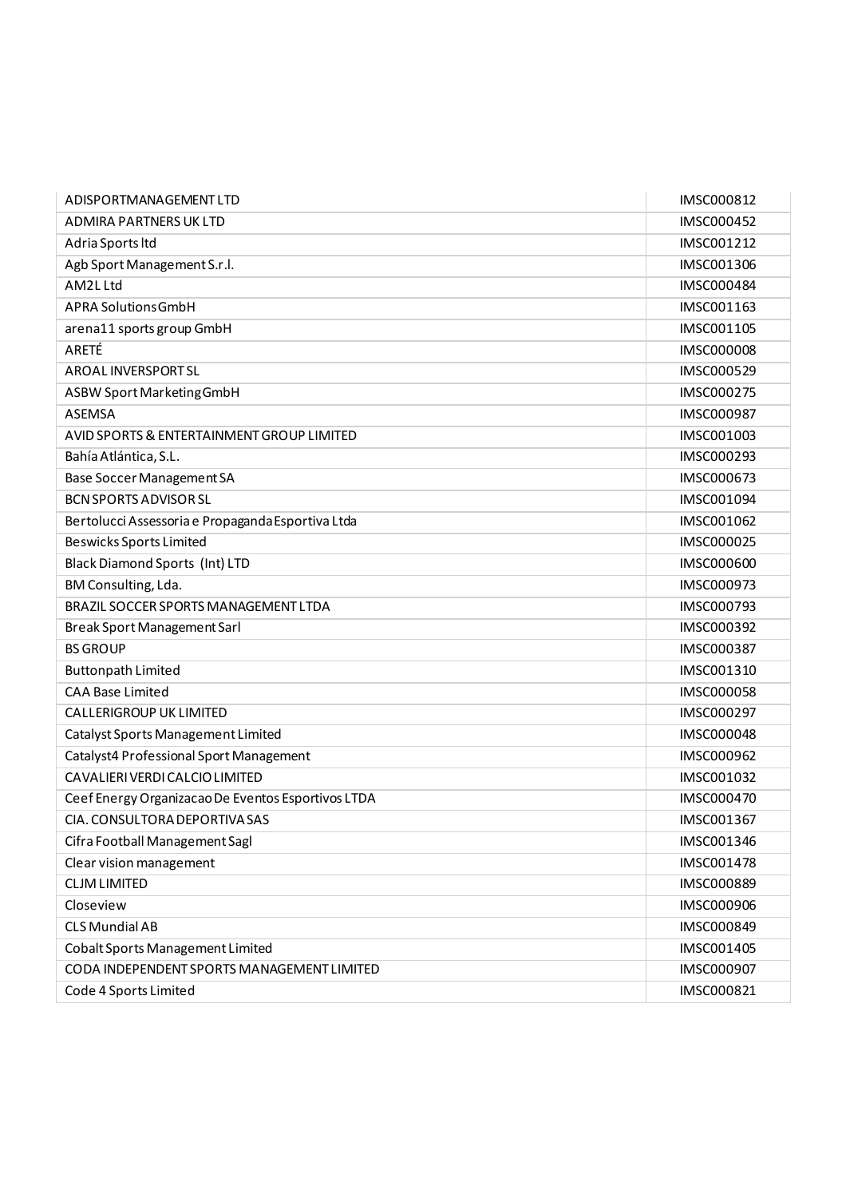| ADISPORTMANAGEMENT LTD | IMSC000812 |
|---|---|
| ADMIRA PARTNERS UK LTD | IMSC000452 |
| Adria Sports ltd | IMSC001212 |
| Agb Sport Management S.r.l. | IMSC001306 |
| AM2L Ltd | IMSC000484 |
| APRA Solutions GmbH | IMSC001163 |
| arena11 sports group GmbH | IMSC001105 |
| ARETÉ | IMSC000008 |
| AROAL INVERSPORT SL | IMSC000529 |
| ASBW Sport Marketing GmbH | IMSC000275 |
| ASEMSA | IMSC000987 |
| AVID SPORTS & ENTERTAINMENT GROUP LIMITED | IMSC001003 |
| Bahía Atlántica, S.L. | IMSC000293 |
| Base Soccer Management SA | IMSC000673 |
| BCN SPORTS ADVISOR SL | IMSC001094 |
| Bertolucci Assessoria e Propaganda Esportiva Ltda | IMSC001062 |
| Beswicks Sports Limited | IMSC000025 |
| Black Diamond Sports (Int) LTD | IMSC000600 |
| BM Consulting, Lda. | IMSC000973 |
| BRAZIL SOCCER SPORTS MANAGEMENT LTDA | IMSC000793 |
| Break Sport Management Sarl | IMSC000392 |
| BS GROUP | IMSC000387 |
| Buttonpath Limited | IMSC001310 |
| CAA Base Limited | IMSC000058 |
| CALLERIGROUP UK LIMITED | IMSC000297 |
| Catalyst Sports Management Limited | IMSC000048 |
| Catalyst4 Professional Sport Management | IMSC000962 |
| CAVALIERI VERDI CALCIO LIMITED | IMSC001032 |
| Ceef Energy Organizacao De Eventos Esportivos LTDA | IMSC000470 |
| CIA. CONSULTORA DEPORTIVA SAS | IMSC001367 |
| Cifra Football Management Sagl | IMSC001346 |
| Clear vision management | IMSC001478 |
| CLJM LIMITED | IMSC000889 |
| Closeview | IMSC000906 |
| CLS Mundial AB | IMSC000849 |
| Cobalt Sports Management Limited | IMSC001405 |
| CODA INDEPENDENT SPORTS MANAGEMENT LIMITED | IMSC000907 |
| Code 4 Sports Limited | IMSC000821 |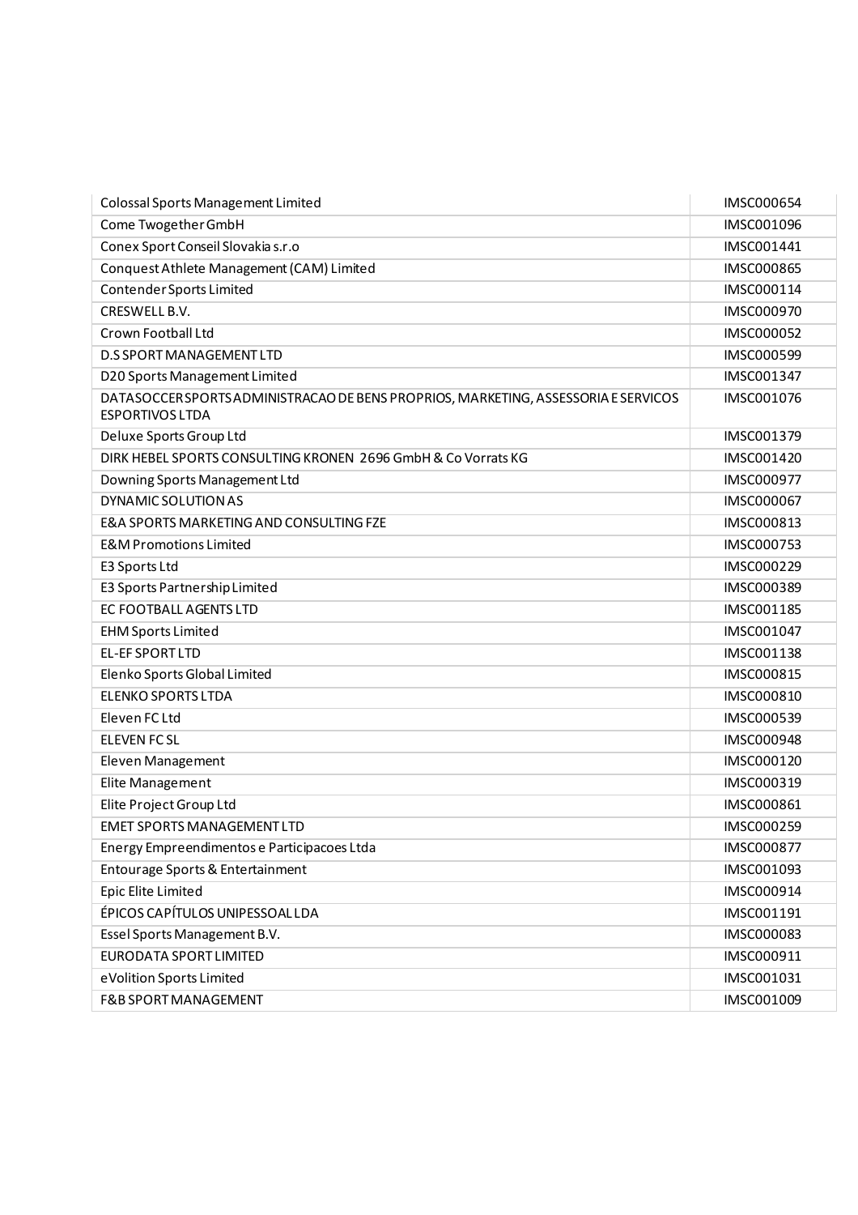| | |
|---|---|
| Colossal Sports Management Limited | IMSC000654 |
| Come Twogether GmbH | IMSC001096 |
| Conex Sport Conseil Slovakia s.r.o | IMSC001441 |
| Conquest Athlete Management (CAM) Limited | IMSC000865 |
| Contender Sports Limited | IMSC000114 |
| CRESWELL B.V. | IMSC000970 |
| Crown Football Ltd | IMSC000052 |
| D.S SPORT MANAGEMENT LTD | IMSC000599 |
| D20 Sports Management Limited | IMSC001347 |
| DATASOCCER SPORTS ADMINISTRACAO DE BENS PROPRIOS, MARKETING, ASSESSORIA E SERVICOS ESPORTIVOS LTDA | IMSC001076 |
| Deluxe Sports Group Ltd | IMSC001379 |
| DIRK HEBEL SPORTS CONSULTING KRONEN 2696 GmbH & Co Vorrats KG | IMSC001420 |
| Downing Sports Management Ltd | IMSC000977 |
| DYNAMIC SOLUTION AS | IMSC000067 |
| E&A SPORTS MARKETING AND CONSULTING FZE | IMSC000813 |
| E&M Promotions Limited | IMSC000753 |
| E3 Sports Ltd | IMSC000229 |
| E3 Sports Partnership Limited | IMSC000389 |
| EC FOOTBALL AGENTS LTD | IMSC001185 |
| EHM Sports Limited | IMSC001047 |
| EL-EF SPORT LTD | IMSC001138 |
| Elenko Sports Global Limited | IMSC000815 |
| ELENKO SPORTS LTDA | IMSC000810 |
| Eleven FC Ltd | IMSC000539 |
| ELEVEN FC SL | IMSC000948 |
| Eleven Management | IMSC000120 |
| Elite Management | IMSC000319 |
| Elite Project Group Ltd | IMSC000861 |
| EMET SPORTS MANAGEMENT LTD | IMSC000259 |
| Energy Empreendimentos e Participacoes Ltda | IMSC000877 |
| Entourage Sports & Entertainment | IMSC001093 |
| Epic Elite Limited | IMSC000914 |
| ÉPICOS CAPÍTULOS UNIPESSOAL LDA | IMSC001191 |
| Essel Sports Management B.V. | IMSC000083 |
| EURODATA SPORT LIMITED | IMSC000911 |
| eVolition Sports Limited | IMSC001031 |
| F&B SPORT MANAGEMENT | IMSC001009 |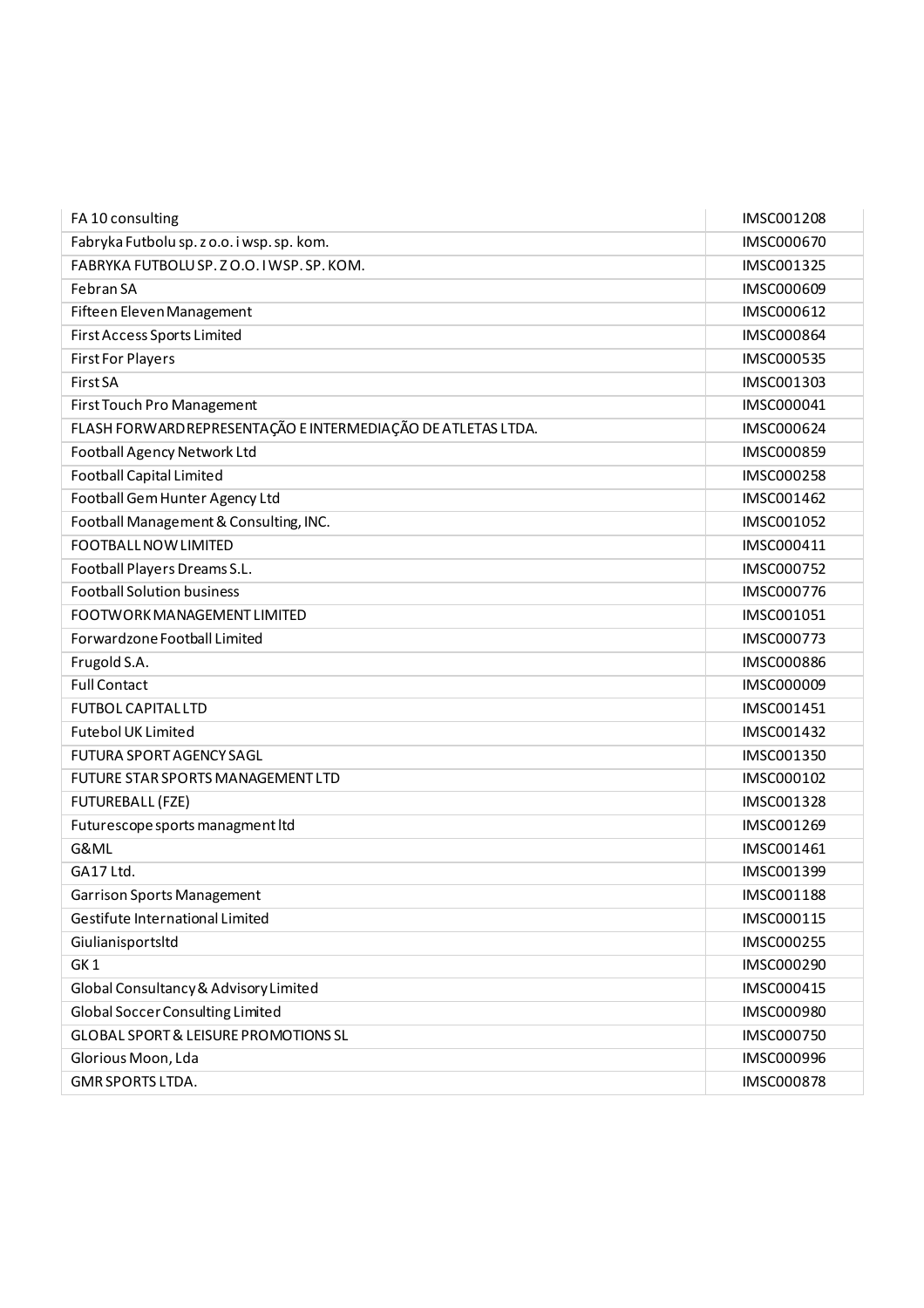| FA 10 consulting | IMSC001208 |
|---|---|
| Fabryka Futbolu sp. z o.o. i wsp. sp. kom. | IMSC000670 |
| FABRYKA FUTBOLU SP. Z O.O. I WSP. SP. KOM. | IMSC001325 |
| Febran SA | IMSC000609 |
| Fifteen Eleven Management | IMSC000612 |
| First Access Sports Limited | IMSC000864 |
| First For Players | IMSC000535 |
| First SA | IMSC001303 |
| First Touch Pro Management | IMSC000041 |
| FLASH FORWARD REPRESENTAÇÃO E INTERMEDIAÇÃO DE ATLETAS LTDA. | IMSC000624 |
| Football Agency Network Ltd | IMSC000859 |
| Football Capital Limited | IMSC000258 |
| Football Gem Hunter Agency Ltd | IMSC001462 |
| Football Management & Consulting, INC. | IMSC001052 |
| FOOTBALL NOW LIMITED | IMSC000411 |
| Football Players Dreams S.L. | IMSC000752 |
| Football Solution business | IMSC000776 |
| FOOTWORK MANAGEMENT LIMITED | IMSC001051 |
| Forwardzone Football Limited | IMSC000773 |
| Frugold S.A. | IMSC000886 |
| Full Contact | IMSC000009 |
| FUTBOL CAPITAL LTD | IMSC001451 |
| Futebol UK Limited | IMSC001432 |
| FUTURA SPORT AGENCY SAGL | IMSC001350 |
| FUTURE STAR SPORTS MANAGEMENT LTD | IMSC000102 |
| FUTUREBALL (FZE) | IMSC001328 |
| Futurescope sports managment ltd | IMSC001269 |
| G&ML | IMSC001461 |
| GA17 Ltd. | IMSC001399 |
| Garrison Sports Management | IMSC001188 |
| Gestifute International Limited | IMSC000115 |
| Giulianisportsltd | IMSC000255 |
| GK 1 | IMSC000290 |
| Global Consultancy & Advisory Limited | IMSC000415 |
| Global Soccer Consulting Limited | IMSC000980 |
| GLOBAL SPORT & LEISURE PROMOTIONS SL | IMSC000750 |
| Glorious Moon, Lda | IMSC000996 |
| GMR SPORTS LTDA. | IMSC000878 |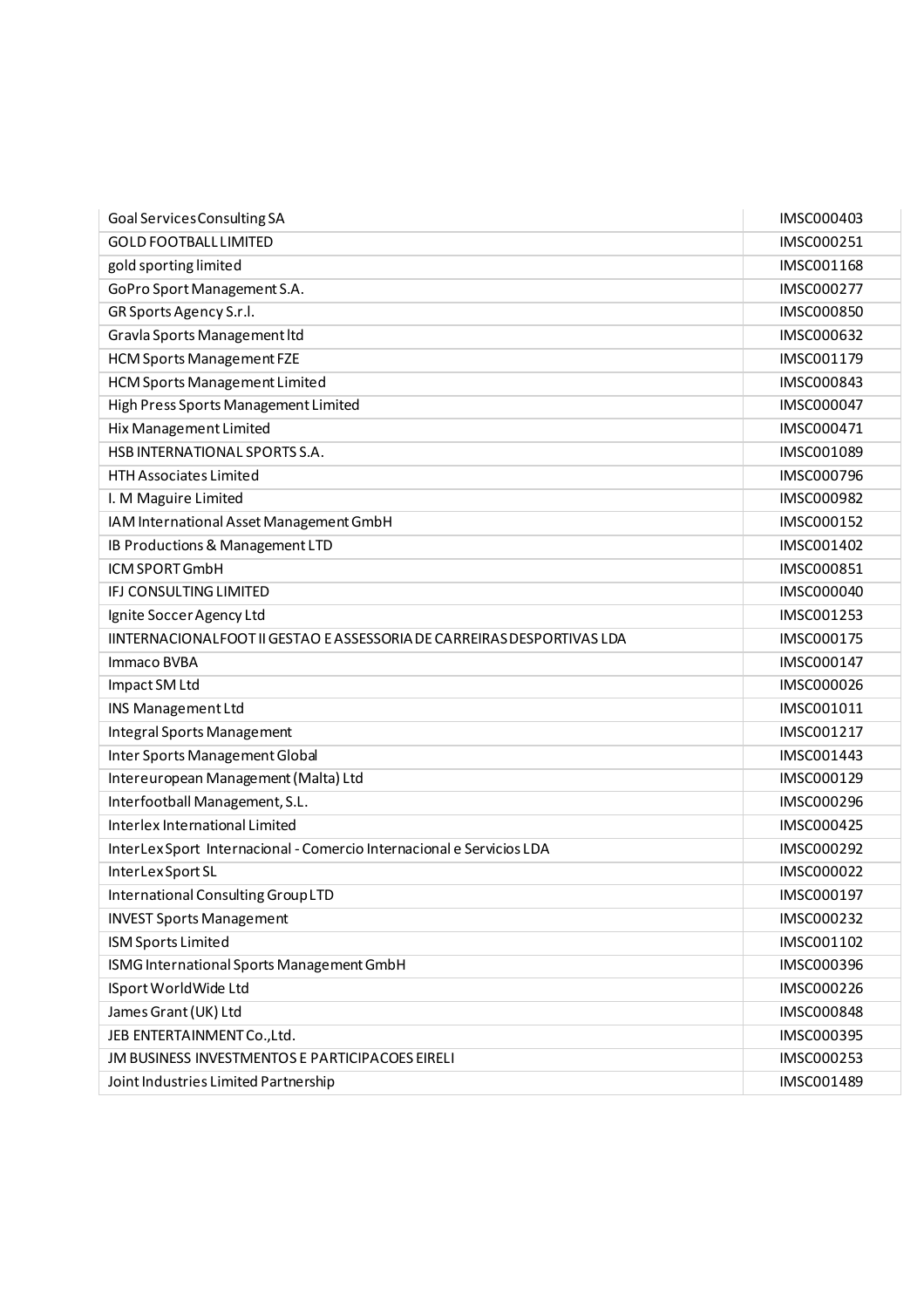| | |
|---|---|
| Goal Services Consulting SA | IMSC000403 |
| GOLD FOOTBALL LIMITED | IMSC000251 |
| gold sporting limited | IMSC001168 |
| GoPro Sport Management S.A. | IMSC000277 |
| GR Sports Agency S.r.l. | IMSC000850 |
| Gravla Sports Management ltd | IMSC000632 |
| HCM Sports Management FZE | IMSC001179 |
| HCM Sports Management Limited | IMSC000843 |
| High Press Sports Management Limited | IMSC000047 |
| Hix Management Limited | IMSC000471 |
| HSB INTERNATIONAL SPORTS S.A. | IMSC001089 |
| HTH Associates Limited | IMSC000796 |
| I. M Maguire Limited | IMSC000982 |
| IAM International Asset Management GmbH | IMSC000152 |
| IB Productions & Management LTD | IMSC001402 |
| ICM SPORT GmbH | IMSC000851 |
| IFJ CONSULTING LIMITED | IMSC000040 |
| Ignite Soccer Agency Ltd | IMSC001253 |
| IINTERNACIONALFOOT II GESTAO E ASSESSORIA DE CARREIRAS DESPORTIVAS LDA | IMSC000175 |
| Immaco BVBA | IMSC000147 |
| Impact SM Ltd | IMSC000026 |
| INS Management Ltd | IMSC001011 |
| Integral Sports Management | IMSC001217 |
| Inter Sports Management Global | IMSC001443 |
| Intereuropean Management (Malta) Ltd | IMSC000129 |
| Interfootball Management, S.L. | IMSC000296 |
| Interlex International Limited | IMSC000425 |
| InterLex Sport Internacional - Comercio Internacional e Servicios LDA | IMSC000292 |
| InterLex Sport SL | IMSC000022 |
| International Consulting Group LTD | IMSC000197 |
| INVEST Sports Management | IMSC000232 |
| ISM Sports Limited | IMSC001102 |
| ISMG International Sports Management GmbH | IMSC000396 |
| ISport WorldWide Ltd | IMSC000226 |
| James Grant (UK) Ltd | IMSC000848 |
| JEB ENTERTAINMENT Co.,Ltd. | IMSC000395 |
| JM BUSINESS INVESTMENTOS E PARTICIPACOES EIRELI | IMSC000253 |
| Joint Industries Limited Partnership | IMSC001489 |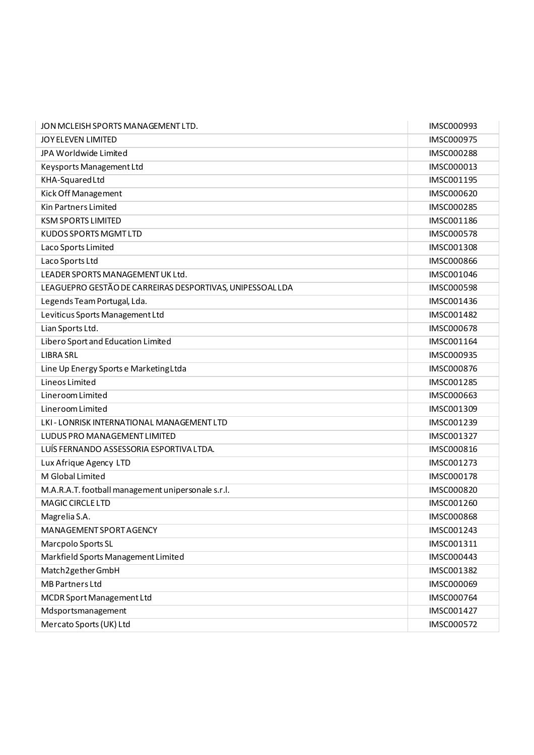| | |
|---|---|
| JON MCLEISH SPORTS MANAGEMENT LTD. | IMSC000993 |
| JOY ELEVEN LIMITED | IMSC000975 |
| JPA Worldwide Limited | IMSC000288 |
| Keysports Management Ltd | IMSC000013 |
| KHA-Squared Ltd | IMSC001195 |
| Kick Off Management | IMSC000620 |
| Kin Partners Limited | IMSC000285 |
| KSM SPORTS LIMITED | IMSC001186 |
| KUDOS SPORTS MGMT LTD | IMSC000578 |
| Laco Sports Limited | IMSC001308 |
| Laco Sports Ltd | IMSC000866 |
| LEADER SPORTS MANAGEMENT UK Ltd. | IMSC001046 |
| LEAGUEPRO GESTÃO DE CARREIRAS DESPORTIVAS, UNIPESSOAL LDA | IMSC000598 |
| Legends Team Portugal, Lda. | IMSC001436 |
| Leviticus Sports Management Ltd | IMSC001482 |
| Lian Sports Ltd. | IMSC000678 |
| Libero Sport and Education Limited | IMSC001164 |
| LIBRA SRL | IMSC000935 |
| Line Up Energy Sports e Marketing Ltda | IMSC000876 |
| Lineos Limited | IMSC001285 |
| Lineroom Limited | IMSC000663 |
| Lineroom Limited | IMSC001309 |
| LKI - LONRISK INTERNATIONAL MANAGEMENT LTD | IMSC001239 |
| LUDUS PRO MANAGEMENT LIMITED | IMSC001327 |
| LUÍS FERNANDO ASSESSORIA ESPORTIVA LTDA. | IMSC000816 |
| Lux Afrique Agency LTD | IMSC001273 |
| M Global Limited | IMSC000178 |
| M.A.R.A.T. football management unipersonale s.r.l. | IMSC000820 |
| MAGIC CIRCLE LTD | IMSC001260 |
| Magrelia S.A. | IMSC000868 |
| MANAGEMENT SPORT AGENCY | IMSC001243 |
| Marcpolo Sports SL | IMSC001311 |
| Markfield Sports Management Limited | IMSC000443 |
| Match2gether GmbH | IMSC001382 |
| MB Partners Ltd | IMSC000069 |
| MCDR Sport Management Ltd | IMSC000764 |
| Mdsportsmanagement | IMSC001427 |
| Mercato Sports (UK) Ltd | IMSC000572 |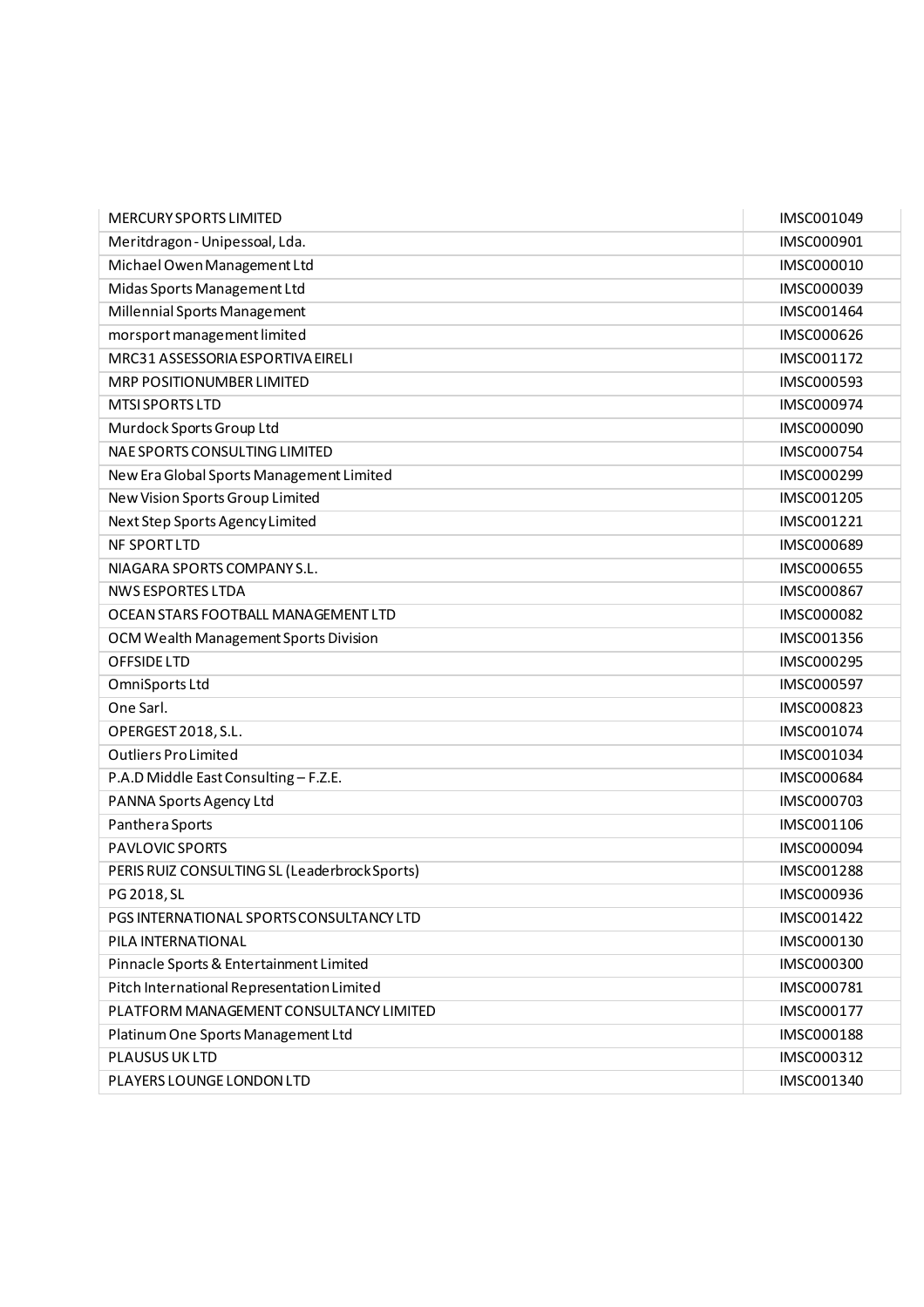| | |
|---|---|
| MERCURY SPORTS LIMITED | IMSC001049 |
| Meritdragon - Unipessoal, Lda. | IMSC000901 |
| Michael Owen Management Ltd | IMSC000010 |
| Midas Sports Management Ltd | IMSC000039 |
| Millennial Sports Management | IMSC001464 |
| morsport management limited | IMSC000626 |
| MRC31 ASSESSORIA ESPORTIVA EIRELI | IMSC001172 |
| MRP POSITIONUMBER LIMITED | IMSC000593 |
| MTSI SPORTS LTD | IMSC000974 |
| Murdock Sports Group Ltd | IMSC000090 |
| NAE SPORTS CONSULTING LIMITED | IMSC000754 |
| New Era Global Sports Management Limited | IMSC000299 |
| New Vision Sports Group Limited | IMSC001205 |
| Next Step Sports Agency Limited | IMSC001221 |
| NF SPORT LTD | IMSC000689 |
| NIAGARA SPORTS COMPANY S.L. | IMSC000655 |
| NWS ESPORTES LTDA | IMSC000867 |
| OCEAN STARS FOOTBALL MANAGEMENT LTD | IMSC000082 |
| OCM Wealth Management Sports Division | IMSC001356 |
| OFFSIDE LTD | IMSC000295 |
| OmniSports Ltd | IMSC000597 |
| One Sarl. | IMSC000823 |
| OPERGEST 2018, S.L. | IMSC001074 |
| Outliers Pro Limited | IMSC001034 |
| P.A.D Middle East Consulting – F.Z.E. | IMSC000684 |
| PANNA Sports Agency Ltd | IMSC000703 |
| Panthera Sports | IMSC001106 |
| PAVLOVIC SPORTS | IMSC000094 |
| PERIS RUIZ CONSULTING SL (Leaderbrock Sports) | IMSC001288 |
| PG 2018, SL | IMSC000936 |
| PGS INTERNATIONAL SPORTS CONSULTANCY LTD | IMSC001422 |
| PILA INTERNATIONAL | IMSC000130 |
| Pinnacle Sports & Entertainment Limited | IMSC000300 |
| Pitch International Representation Limited | IMSC000781 |
| PLATFORM MANAGEMENT CONSULTANCY LIMITED | IMSC000177 |
| Platinum One Sports Management Ltd | IMSC000188 |
| PLAUSUS UK LTD | IMSC000312 |
| PLAYERS LOUNGE LONDON LTD | IMSC001340 |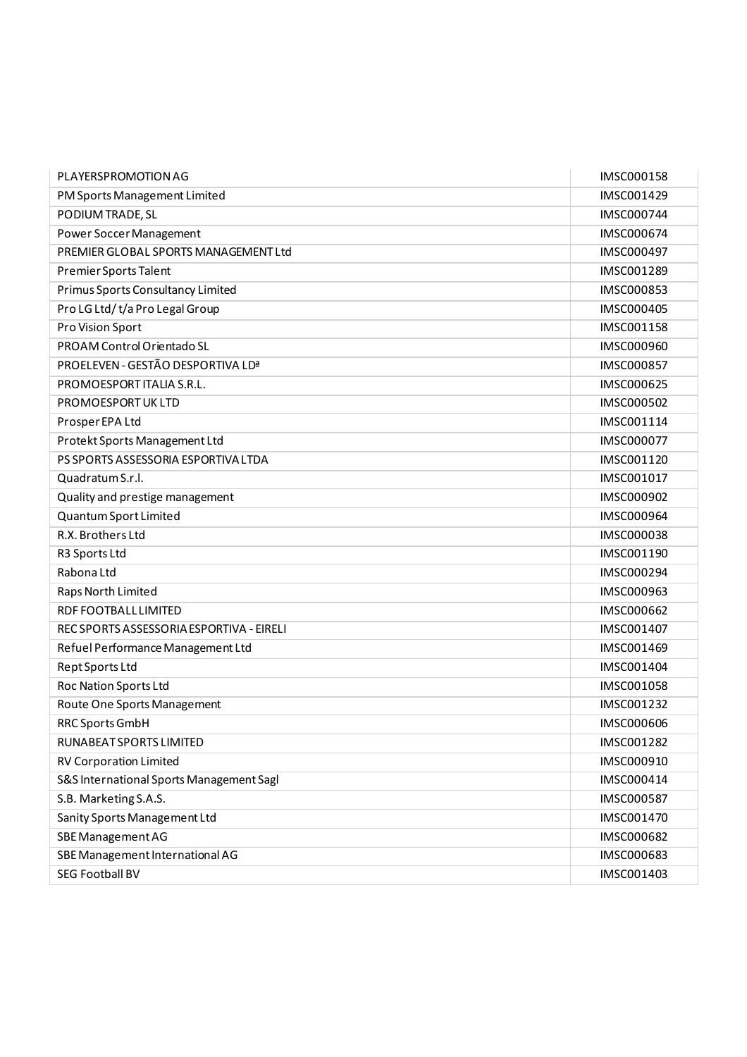| | |
|---|---|
| PLAYERSPROMOTION AG | IMSC000158 |
| PM Sports Management Limited | IMSC001429 |
| PODIUM TRADE, SL | IMSC000744 |
| Power Soccer Management | IMSC000674 |
| PREMIER GLOBAL SPORTS MANAGEMENT Ltd | IMSC000497 |
| Premier Sports Talent | IMSC001289 |
| Primus Sports Consultancy Limited | IMSC000853 |
| Pro LG Ltd/ t/a Pro Legal Group | IMSC000405 |
| Pro Vision Sport | IMSC001158 |
| PROAM Control Orientado SL | IMSC000960 |
| PROELEVEN - GESTÃO DESPORTIVA LDª | IMSC000857 |
| PROMOESPORT ITALIA S.R.L. | IMSC000625 |
| PROMOESPORT UK LTD | IMSC000502 |
| Prosper EPA Ltd | IMSC001114 |
| Protekt Sports Management Ltd | IMSC000077 |
| PS SPORTS ASSESSORIA ESPORTIVA LTDA | IMSC001120 |
| Quadratum S.r.l. | IMSC001017 |
| Quality and prestige management | IMSC000902 |
| Quantum Sport Limited | IMSC000964 |
| R.X. Brothers Ltd | IMSC000038 |
| R3 Sports Ltd | IMSC001190 |
| Rabona Ltd | IMSC000294 |
| Raps North Limited | IMSC000963 |
| RDF FOOTBALL LIMITED | IMSC000662 |
| REC SPORTS ASSESSORIA ESPORTIVA - EIRELI | IMSC001407 |
| Refuel Performance Management Ltd | IMSC001469 |
| Rept Sports Ltd | IMSC001404 |
| Roc Nation Sports Ltd | IMSC001058 |
| Route One Sports Management | IMSC001232 |
| RRC Sports GmbH | IMSC000606 |
| RUNABEAT SPORTS LIMITED | IMSC001282 |
| RV Corporation Limited | IMSC000910 |
| S&S International Sports Management Sagl | IMSC000414 |
| S.B. Marketing S.A.S. | IMSC000587 |
| Sanity Sports Management Ltd | IMSC001470 |
| SBE Management AG | IMSC000682 |
| SBE Management International AG | IMSC000683 |
| SEG Football BV | IMSC001403 |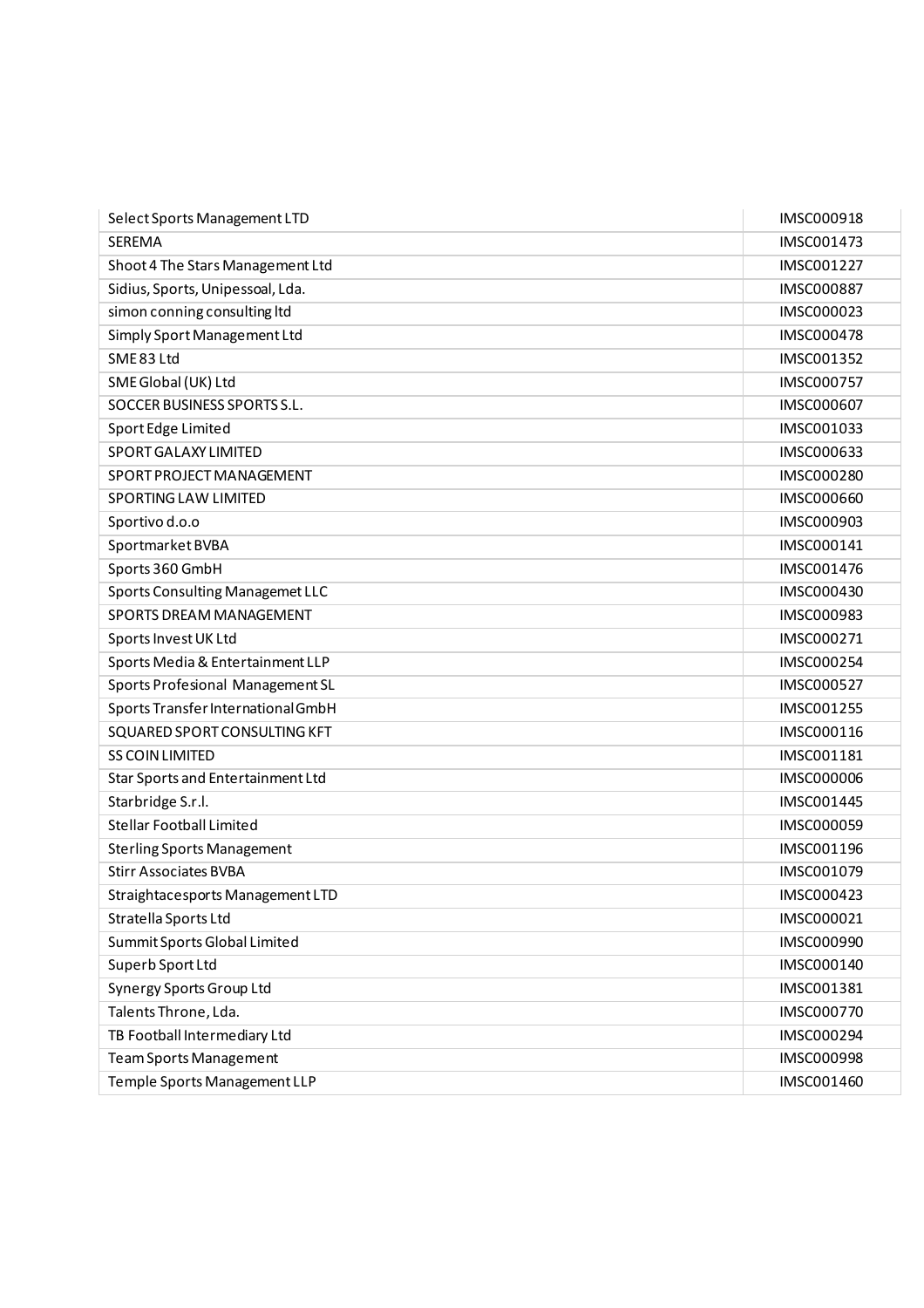| | |
|---|---|
| Select Sports Management LTD | IMSC000918 |
| SEREMA | IMSC001473 |
| Shoot 4 The Stars Management Ltd | IMSC001227 |
| Sidius, Sports, Unipessoal, Lda. | IMSC000887 |
| simon conning consulting ltd | IMSC000023 |
| Simply Sport Management Ltd | IMSC000478 |
| SME 83 Ltd | IMSC001352 |
| SME Global (UK) Ltd | IMSC000757 |
| SOCCER BUSINESS SPORTS S.L. | IMSC000607 |
| Sport Edge Limited | IMSC001033 |
| SPORT GALAXY LIMITED | IMSC000633 |
| SPORT PROJECT MANAGEMENT | IMSC000280 |
| SPORTING LAW LIMITED | IMSC000660 |
| Sportivo d.o.o | IMSC000903 |
| Sportmarket BVBA | IMSC000141 |
| Sports 360 GmbH | IMSC001476 |
| Sports Consulting Managemet LLC | IMSC000430 |
| SPORTS DREAM MANAGEMENT | IMSC000983 |
| Sports Invest UK Ltd | IMSC000271 |
| Sports Media & Entertainment LLP | IMSC000254 |
| Sports Profesional Management SL | IMSC000527 |
| Sports Transfer International GmbH | IMSC001255 |
| SQUARED SPORT CONSULTING KFT | IMSC000116 |
| SS COIN LIMITED | IMSC001181 |
| Star Sports and Entertainment Ltd | IMSC000006 |
| Starbridge S.r.l. | IMSC001445 |
| Stellar Football Limited | IMSC000059 |
| Sterling Sports Management | IMSC001196 |
| Stirr Associates BVBA | IMSC001079 |
| Straightacesports Management LTD | IMSC000423 |
| Stratella Sports Ltd | IMSC000021 |
| Summit Sports Global Limited | IMSC000990 |
| Superb Sport Ltd | IMSC000140 |
| Synergy Sports Group Ltd | IMSC001381 |
| Talents Throne, Lda. | IMSC000770 |
| TB Football Intermediary Ltd | IMSC000294 |
| Team Sports Management | IMSC000998 |
| Temple Sports Management LLP | IMSC001460 |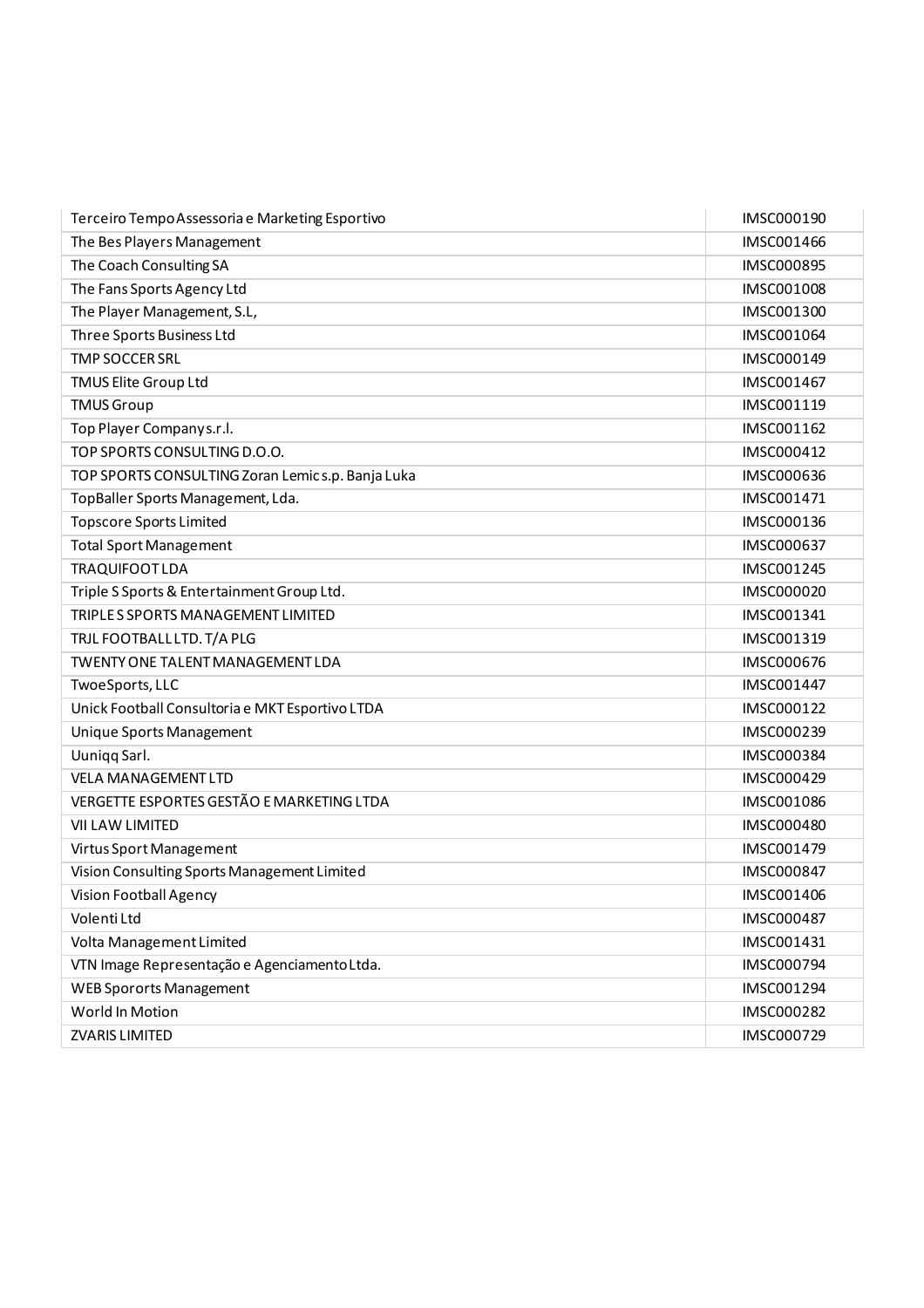| | |
|---|---|
| Terceiro Tempo Assessoria e Marketing Esportivo | IMSC000190 |
| The Bes Players Management | IMSC001466 |
| The Coach Consulting SA | IMSC000895 |
| The Fans Sports Agency Ltd | IMSC001008 |
| The Player Management, S.L, | IMSC001300 |
| Three Sports Business Ltd | IMSC001064 |
| TMP SOCCER SRL | IMSC000149 |
| TMUS Elite Group Ltd | IMSC001467 |
| TMUS Group | IMSC001119 |
| Top Player Company s.r.l. | IMSC001162 |
| TOP SPORTS CONSULTING D.O.O. | IMSC000412 |
| TOP SPORTS CONSULTING Zoran Lemic s.p. Banja Luka | IMSC000636 |
| TopBaller Sports Management, Lda. | IMSC001471 |
| Topscore Sports Limited | IMSC000136 |
| Total Sport Management | IMSC000637 |
| TRAQUIFOOT LDA | IMSC001245 |
| Triple S Sports & Entertainment Group Ltd. | IMSC000020 |
| TRIPLE S SPORTS MANAGEMENT LIMITED | IMSC001341 |
| TRJL FOOTBALL LTD. T/A PLG | IMSC001319 |
| TWENTY ONE TALENT MANAGEMENT LDA | IMSC000676 |
| TwoeSports, LLC | IMSC001447 |
| Unick Football Consultoria e MKT Esportivo LTDA | IMSC000122 |
| Unique Sports Management | IMSC000239 |
| Uuniqq Sarl. | IMSC000384 |
| VELA MANAGEMENT LTD | IMSC000429 |
| VERGETTE ESPORTES GESTÃO E MARKETING LTDA | IMSC001086 |
| VII LAW LIMITED | IMSC000480 |
| Virtus Sport Management | IMSC001479 |
| Vision Consulting Sports Management Limited | IMSC000847 |
| Vision Football Agency | IMSC001406 |
| Volenti Ltd | IMSC000487 |
| Volta Management Limited | IMSC001431 |
| VTN Image Representação e Agenciamento Ltda. | IMSC000794 |
| WEB Spororts Management | IMSC001294 |
| World In Motion | IMSC000282 |
| ZVARIS LIMITED | IMSC000729 |